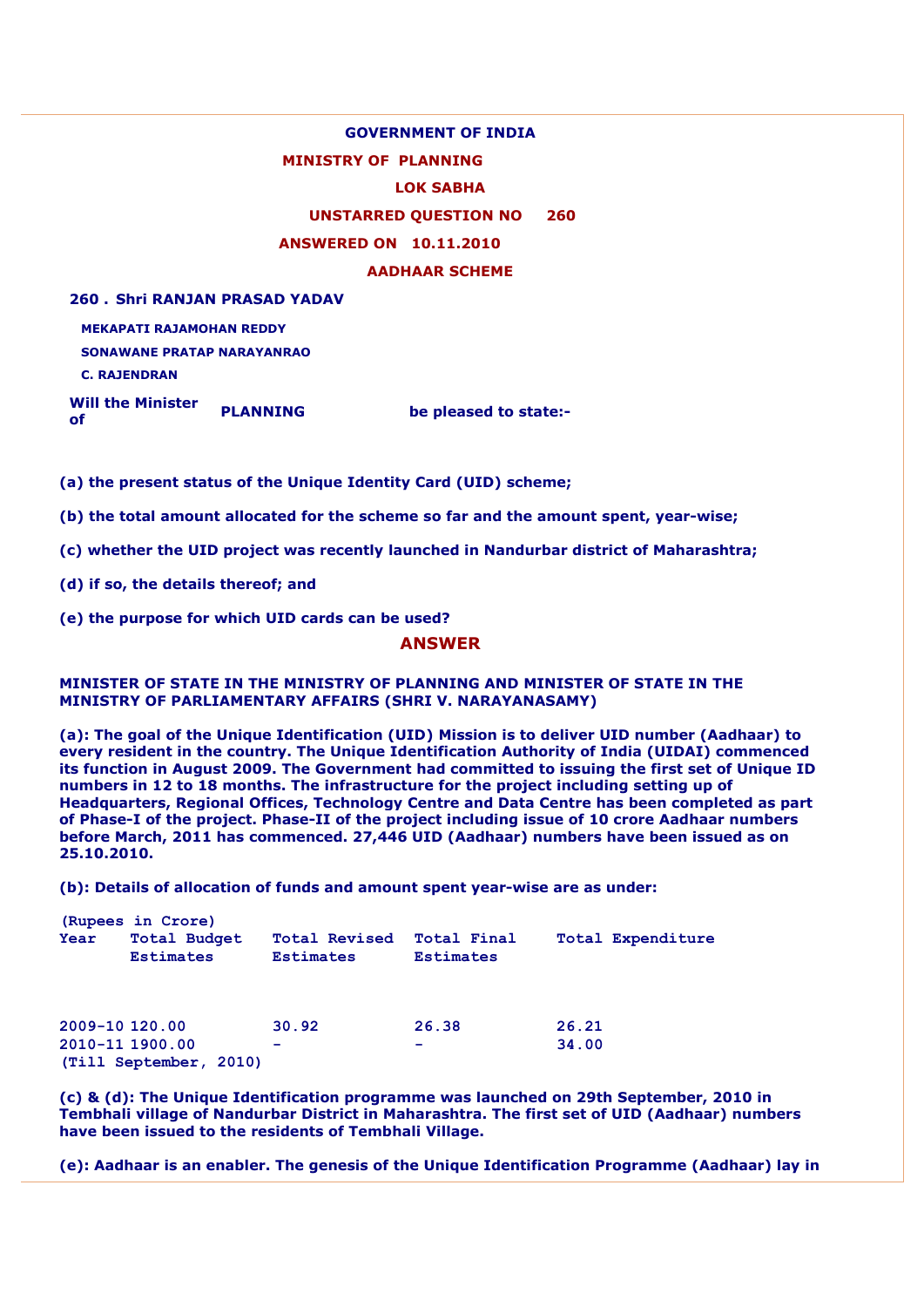**GOVERNMENT OF INDIA**

**MINISTRY OF PLANNING**

**LOK SABHA**

**UNSTARRED QUESTION NO 260**

**ANSWERED ON 10.11.2010**

**AADHAAR SCHEME**

**260 . Shri RANJAN PRASAD YADAV**

**MEKAPATI RAJAMOHAN REDDY**

**SONAWANE PRATAP NARAYANRAO**

**C. RAJENDRAN**

**Will the Minister of PLANNING be pleased to state:-**

**(a) the present status of the Unique Identity Card (UID) scheme;**

**(b) the total amount allocated for the scheme so far and the amount spent, year-wise;**

**(c) whether the UID project was recently launched in Nandurbar district of Maharashtra;**

**(d) if so, the details thereof; and**

**(e) the purpose for which UID cards can be used?**

## ANSWER

**MINISTER OF STATE IN THE MINISTRY OF PLANNING AND MINISTER OF STATE IN THE MINISTRY OF PARLIAMENTARY AFFAIRS (SHRI V. NARAYANASAMY)**

**(a): The goal of the Unique Identification (UID) Mission is to deliver UID number (Aadhaar) to every resident in the country. The Unique Identification Authority of India (UIDAI) commenced its function in August 2009. The Government had committed to issuing the first set of Unique ID numbers in 12 to 18 months. The infrastructure for the project including setting up of Headquarters, Regional Offices, Technology Centre and Data Centre has been completed as part of Phase-I of the project. Phase-II of the project including issue of 10 crore Aadhaar numbers before March, 2011 has commenced. 27,446 UID (Aadhaar) numbers have been issued as on 25.10.2010.**

**(b): Details of allocation of funds and amount spent year-wise are as under:**

(Rupees in Crore)

| Year | Total Budget Estimates | Total Revised Estimates | Total Final Estimates | Total Expenditure |
|---|---|---|---|---|
| 2009-10 | 120.00 | 30.92 | 26.38 | 26.21 |
| 2010-11 (Till September, 2010) | 1900.00 | - | - | 34.00 |

**(c) & (d): The Unique Identification programme was launched on 29th September, 2010 in Tembhali village of Nandurbar District in Maharashtra. The first set of UID (Aadhaar) numbers have been issued to the residents of Tembhali Village.**

**(e): Aadhaar is an enabler. The genesis of the Unique Identification Programme (Aadhaar) lay in**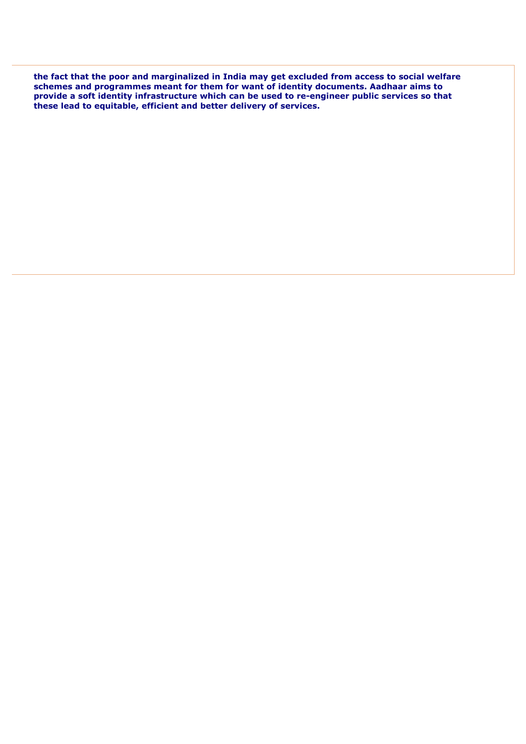**the fact that the poor and marginalized in India may get excluded from access to social welfare schemes and programmes meant for them for want of identity documents. Aadhaar aims to provide a soft identity infrastructure which can be used to re-engineer public services so that these lead to equitable, efficient and better delivery of services.**